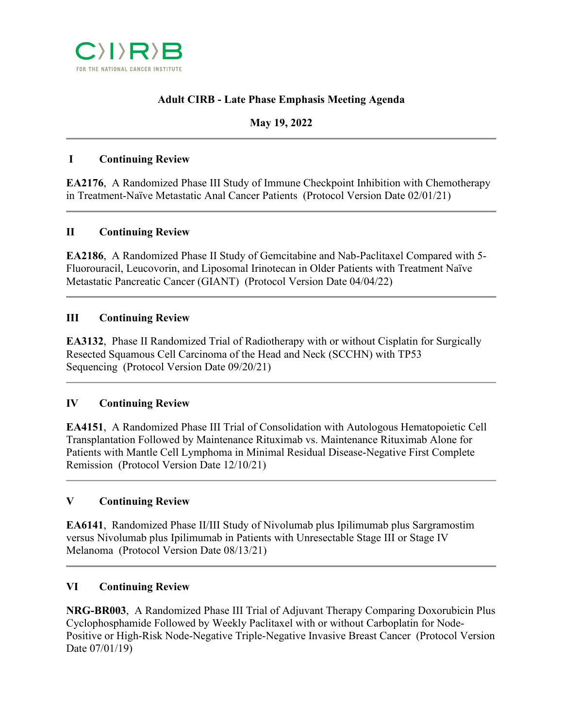CIRB FOR THE NATIONAL CANCER INSTITUTE

# Adult CIRB - Late Phase Emphasis Meeting Agenda

**May 19, 2022**

---

## I Continuing Review

**EA2176**, A Randomized Phase III Study of Immune Checkpoint Inhibition with Chemotherapy in Treatment-Naïve Metastatic Anal Cancer Patients (Protocol Version Date 02/01/21)

---

## II Continuing Review

**EA2186**, A Randomized Phase II Study of Gemcitabine and Nab-Paclitaxel Compared with 5-Fluorouracil, Leucovorin, and Liposomal Irinotecan in Older Patients with Treatment Naïve Metastatic Pancreatic Cancer (GIANT) (Protocol Version Date 04/04/22)

---

## III Continuing Review

**EA3132**, Phase II Randomized Trial of Radiotherapy with or without Cisplatin for Surgically Resected Squamous Cell Carcinoma of the Head and Neck (SCCHN) with TP53 Sequencing (Protocol Version Date 09/20/21)

---

## IV Continuing Review

**EA4151**, A Randomized Phase III Trial of Consolidation with Autologous Hematopoietic Cell Transplantation Followed by Maintenance Rituximab vs. Maintenance Rituximab Alone for Patients with Mantle Cell Lymphoma in Minimal Residual Disease-Negative First Complete Remission (Protocol Version Date 12/10/21)

---

## V Continuing Review

**EA6141**, Randomized Phase II/III Study of Nivolumab plus Ipilimumab plus Sargramostim versus Nivolumab plus Ipilimumab in Patients with Unresectable Stage III or Stage IV Melanoma (Protocol Version Date 08/13/21)

---

## VI Continuing Review

**NRG-BR003**, A Randomized Phase III Trial of Adjuvant Therapy Comparing Doxorubicin Plus Cyclophosphamide Followed by Weekly Paclitaxel with or without Carboplatin for Node-Positive or High-Risk Node-Negative Triple-Negative Invasive Breast Cancer (Protocol Version Date 07/01/19)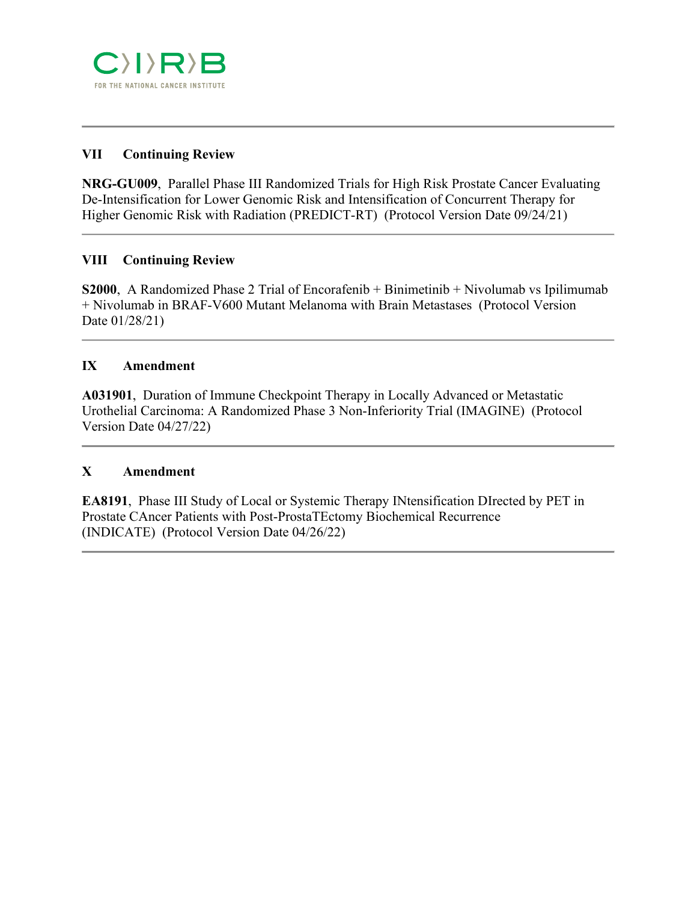## VII Continuing Review

**NRG-GU009**, Parallel Phase III Randomized Trials for High Risk Prostate Cancer Evaluating De-Intensification for Lower Genomic Risk and Intensification of Concurrent Therapy for Higher Genomic Risk with Radiation (PREDICT-RT) (Protocol Version Date 09/24/21)

---

## VIII Continuing Review

**S2000**, A Randomized Phase 2 Trial of Encorafenib + Binimetinib + Nivolumab vs Ipilimumab + Nivolumab in BRAF-V600 Mutant Melanoma with Brain Metastases (Protocol Version Date 01/28/21)

---

## IX Amendment

**A031901**, Duration of Immune Checkpoint Therapy in Locally Advanced or Metastatic Urothelial Carcinoma: A Randomized Phase 3 Non-Inferiority Trial (IMAGINE) (Protocol Version Date 04/27/22)

---

## X Amendment

**EA8191**, Phase III Study of Local or Systemic Therapy INtensification DIrected by PET in Prostate CAncer Patients with Post-ProstaTEctomy Biochemical Recurrence (INDICATE) (Protocol Version Date 04/26/22)

---